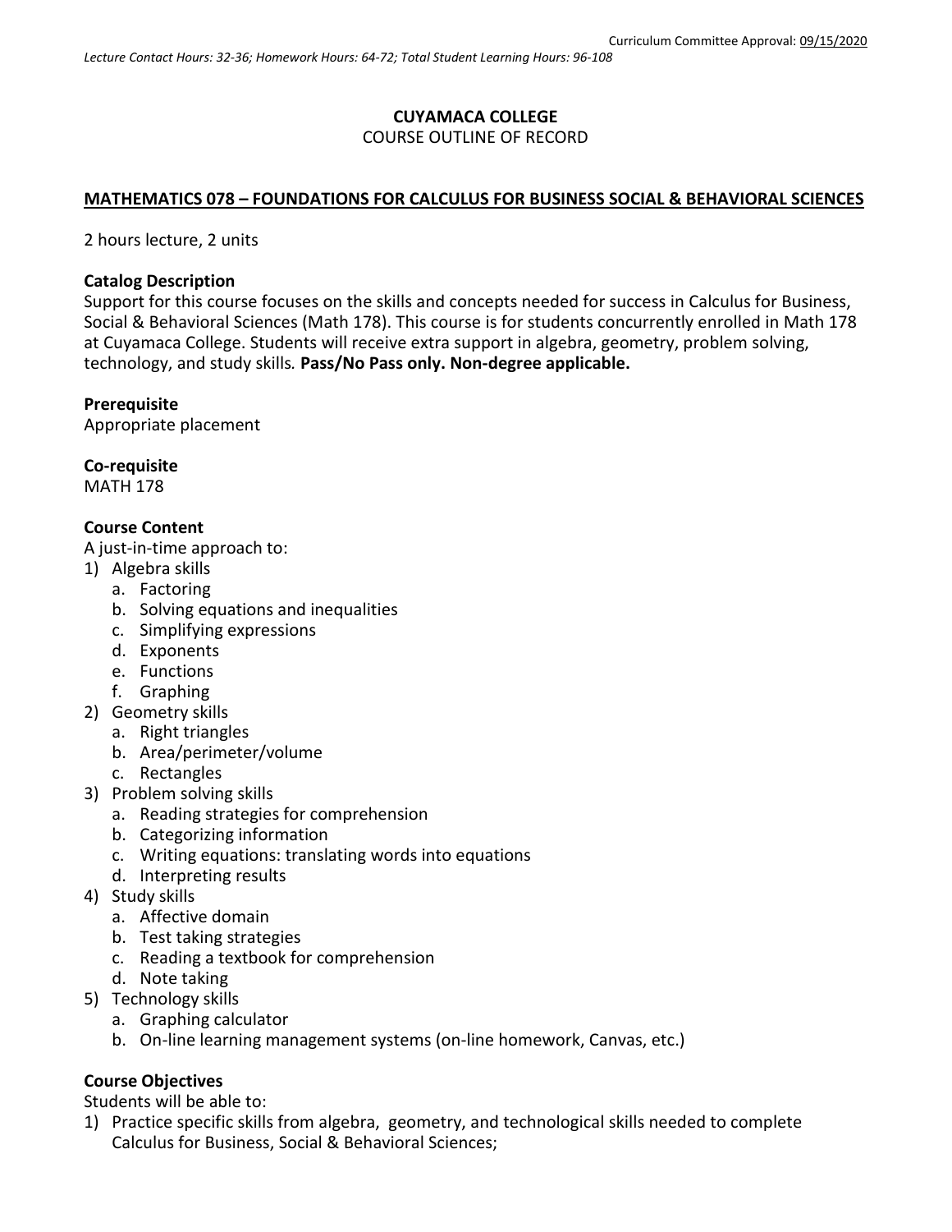Curriculum Committee Approval: 09/15/2020

*Lecture Contact Hours: 32-36; Homework Hours: 64-72; Total Student Learning Hours: 96-108*

**CUYAMACA COLLEGE**
COURSE OUTLINE OF RECORD

**MATHEMATICS 078 – FOUNDATIONS FOR CALCULUS FOR BUSINESS SOCIAL & BEHAVIORAL SCIENCES**

2 hours lecture, 2 units

**Catalog Description**
Support for this course focuses on the skills and concepts needed for success in Calculus for Business, Social & Behavioral Sciences (Math 178). This course is for students concurrently enrolled in Math 178 at Cuyamaca College. Students will receive extra support in algebra, geometry, problem solving, technology, and study skills. **Pass/No Pass only. Non-degree applicable.**

**Prerequisite**
Appropriate placement

**Co-requisite**
MATH 178

**Course Content**
A just-in-time approach to:

1) Algebra skills
   a. Factoring
   b. Solving equations and inequalities
   c. Simplifying expressions
   d. Exponents
   e. Functions
   f. Graphing
2) Geometry skills
   a. Right triangles
   b. Area/perimeter/volume
   c. Rectangles
3) Problem solving skills
   a. Reading strategies for comprehension
   b. Categorizing information
   c. Writing equations: translating words into equations
   d. Interpreting results
4) Study skills
   a. Affective domain
   b. Test taking strategies
   c. Reading a textbook for comprehension
   d. Note taking
5) Technology skills
   a. Graphing calculator
   b. On-line learning management systems (on-line homework, Canvas, etc.)

**Course Objectives**
Students will be able to:

1) Practice specific skills from algebra, geometry, and technological skills needed to complete Calculus for Business, Social & Behavioral Sciences;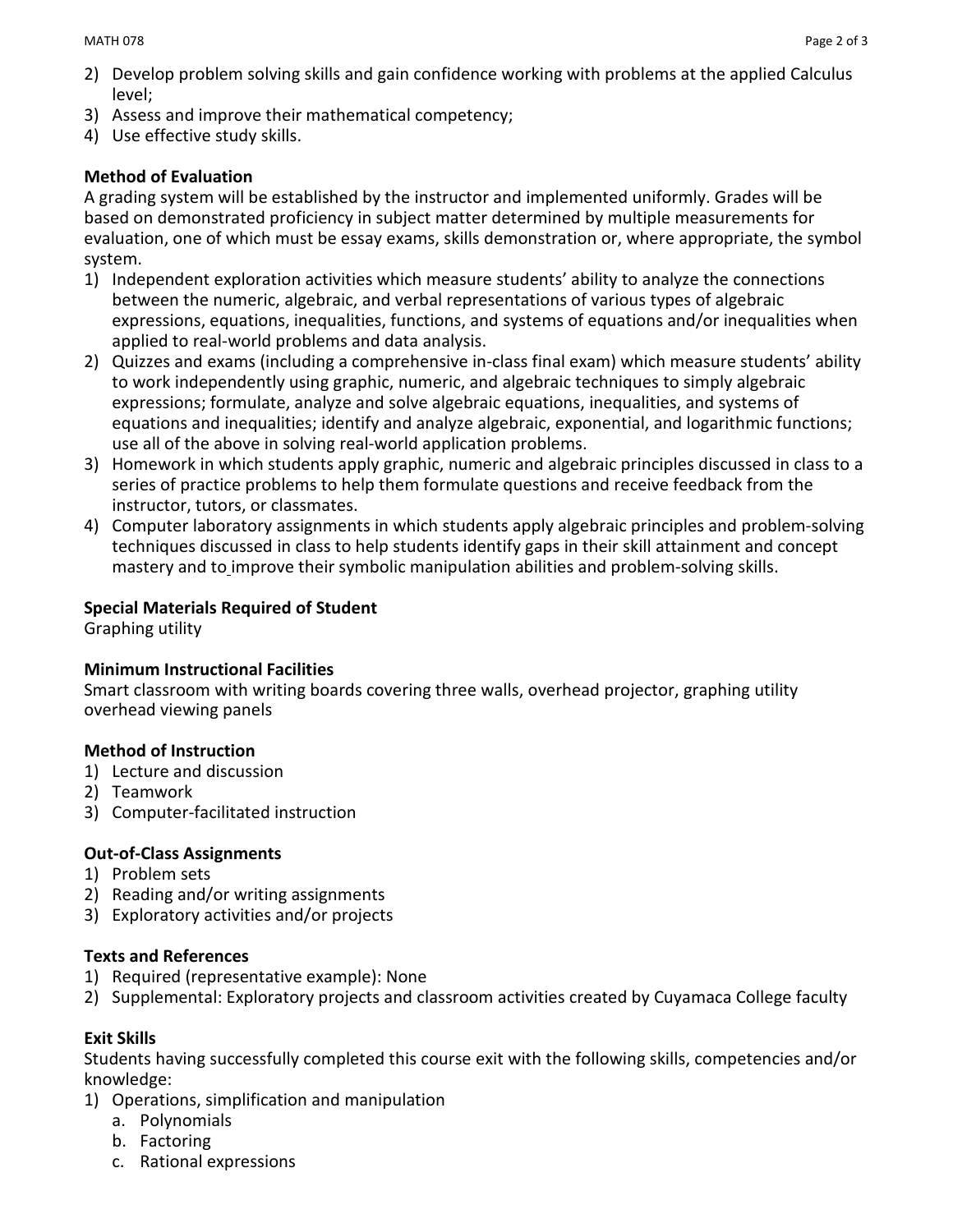2) Develop problem solving skills and gain confidence working with problems at the applied Calculus level;
3) Assess and improve their mathematical competency;
4) Use effective study skills.

**Method of Evaluation**

A grading system will be established by the instructor and implemented uniformly. Grades will be based on demonstrated proficiency in subject matter determined by multiple measurements for evaluation, one of which must be essay exams, skills demonstration or, where appropriate, the symbol system.

1) Independent exploration activities which measure students' ability to analyze the connections between the numeric, algebraic, and verbal representations of various types of algebraic expressions, equations, inequalities, functions, and systems of equations and/or inequalities when applied to real-world problems and data analysis.
2) Quizzes and exams (including a comprehensive in-class final exam) which measure students' ability to work independently using graphic, numeric, and algebraic techniques to simply algebraic expressions; formulate, analyze and solve algebraic equations, inequalities, and systems of equations and inequalities; identify and analyze algebraic, exponential, and logarithmic functions; use all of the above in solving real-world application problems.
3) Homework in which students apply graphic, numeric and algebraic principles discussed in class to a series of practice problems to help them formulate questions and receive feedback from the instructor, tutors, or classmates.
4) Computer laboratory assignments in which students apply algebraic principles and problem-solving techniques discussed in class to help students identify gaps in their skill attainment and concept mastery and to improve their symbolic manipulation abilities and problem-solving skills.

**Special Materials Required of Student**

Graphing utility

**Minimum Instructional Facilities**

Smart classroom with writing boards covering three walls, overhead projector, graphing utility overhead viewing panels

**Method of Instruction**

1) Lecture and discussion
2) Teamwork
3) Computer-facilitated instruction

**Out-of-Class Assignments**

1) Problem sets
2) Reading and/or writing assignments
3) Exploratory activities and/or projects

**Texts and References**

1) Required (representative example): None
2) Supplemental: Exploratory projects and classroom activities created by Cuyamaca College faculty

**Exit Skills**

Students having successfully completed this course exit with the following skills, competencies and/or knowledge:

1) Operations, simplification and manipulation
    a. Polynomials
    b. Factoring
    c. Rational expressions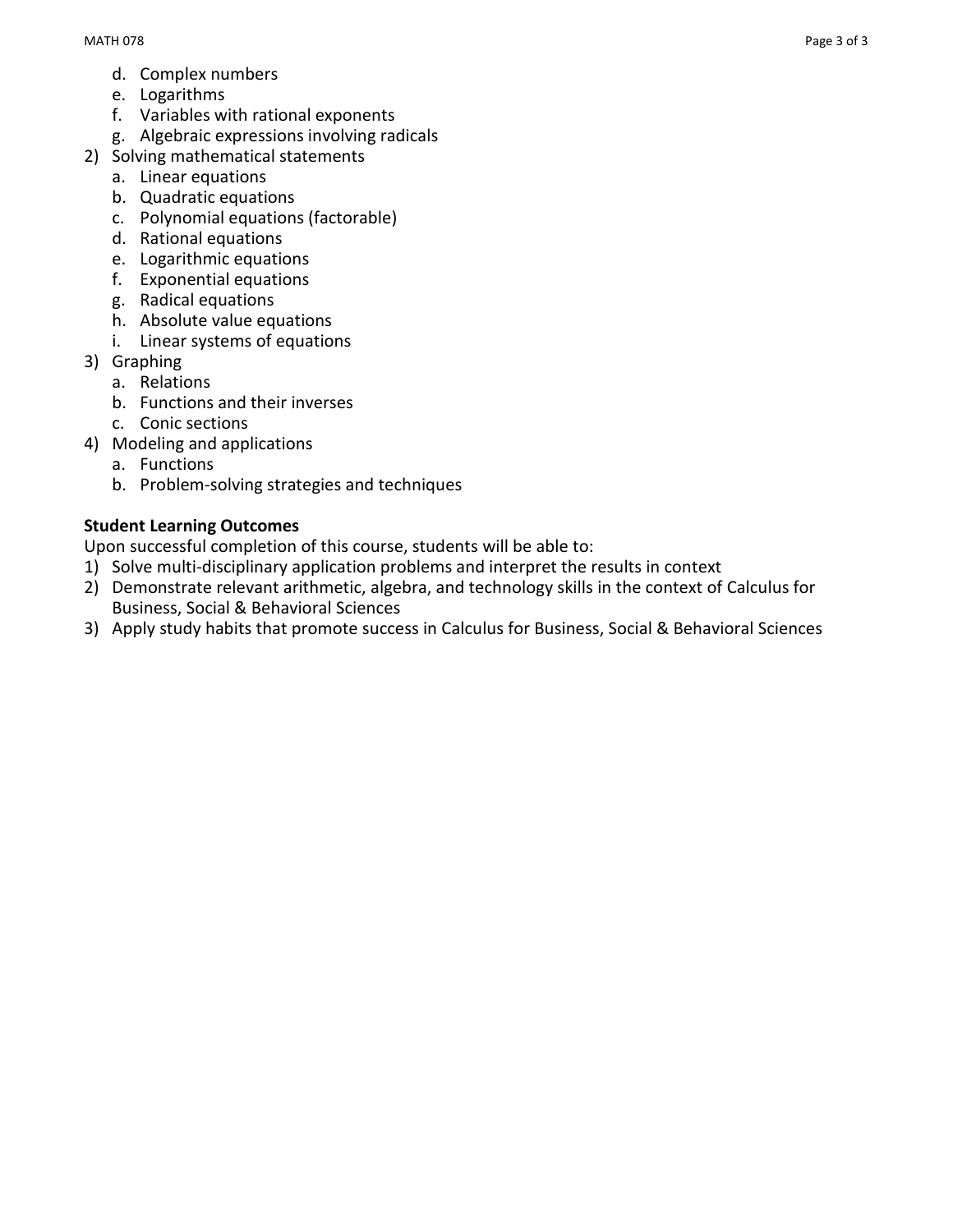d. Complex numbers
   e. Logarithms
   f. Variables with rational exponents
   g. Algebraic expressions involving radicals
2) Solving mathematical statements
   a. Linear equations
   b. Quadratic equations
   c. Polynomial equations (factorable)
   d. Rational equations
   e. Logarithmic equations
   f. Exponential equations
   g. Radical equations
   h. Absolute value equations
   i. Linear systems of equations
3) Graphing
   a. Relations
   b. Functions and their inverses
   c. Conic sections
4) Modeling and applications
   a. Functions
   b. Problem-solving strategies and techniques

**Student Learning Outcomes**

Upon successful completion of this course, students will be able to:

1) Solve multi-disciplinary application problems and interpret the results in context
2) Demonstrate relevant arithmetic, algebra, and technology skills in the context of Calculus for Business, Social & Behavioral Sciences
3) Apply study habits that promote success in Calculus for Business, Social & Behavioral Sciences